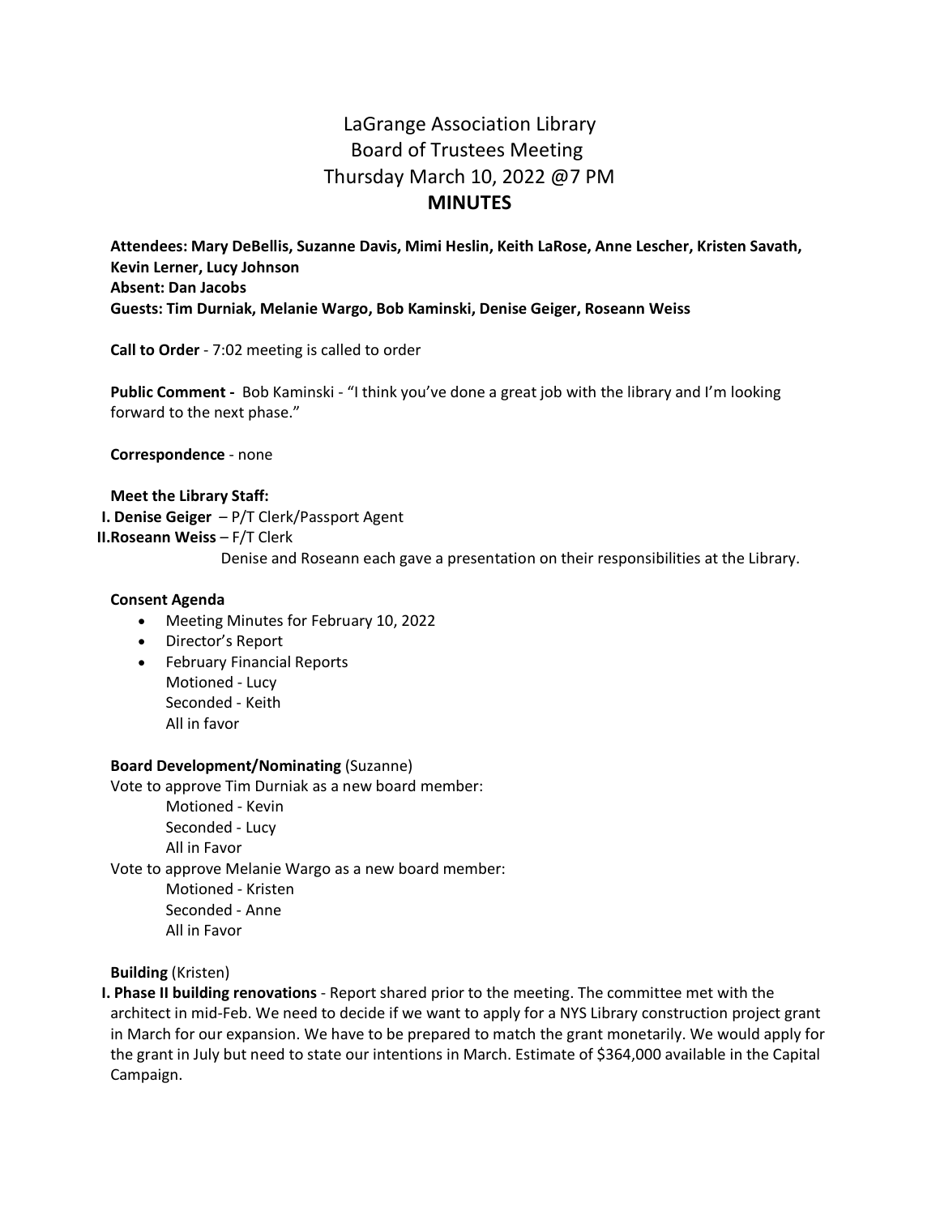# LaGrange Association Library
## Board of Trustees Meeting
### Thursday March 10, 2022 @7 PM
## MINUTES

**Attendees: Mary DeBellis, Suzanne Davis, Mimi Heslin, Keith LaRose, Anne Lescher, Kristen Savath, Kevin Lerner, Lucy Johnson**
**Absent: Dan Jacobs**
**Guests: Tim Durniak, Melanie Wargo, Bob Kaminski, Denise Geiger, Roseann Weiss**

**Call to Order** - 7:02 meeting is called to order

**Public Comment -** Bob Kaminski - "I think you've done a great job with the library and I'm looking forward to the next phase."

**Correspondence** - none

**Meet the Library Staff:**

I. **Denise Geiger** – P/T Clerk/Passport Agent
II. **Roseann Weiss** – F/T Clerk

Denise and Roseann each gave a presentation on their responsibilities at the Library.

**Consent Agenda**

- Meeting Minutes for February 10, 2022
- Director's Report
- February Financial Reports
  Motioned - Lucy
  Seconded - Keith
  All in favor

**Board Development/Nominating** (Suzanne)

Vote to approve Tim Durniak as a new board member:
  Motioned - Kevin
  Seconded - Lucy
  All in Favor

Vote to approve Melanie Wargo as a new board member:
  Motioned - Kristen
  Seconded - Anne
  All in Favor

**Building** (Kristen)

I. **Phase II building renovations** - Report shared prior to the meeting. The committee met with the architect in mid-Feb. We need to decide if we want to apply for a NYS Library construction project grant in March for our expansion. We have to be prepared to match the grant monetarily. We would apply for the grant in July but need to state our intentions in March. Estimate of $364,000 available in the Capital Campaign.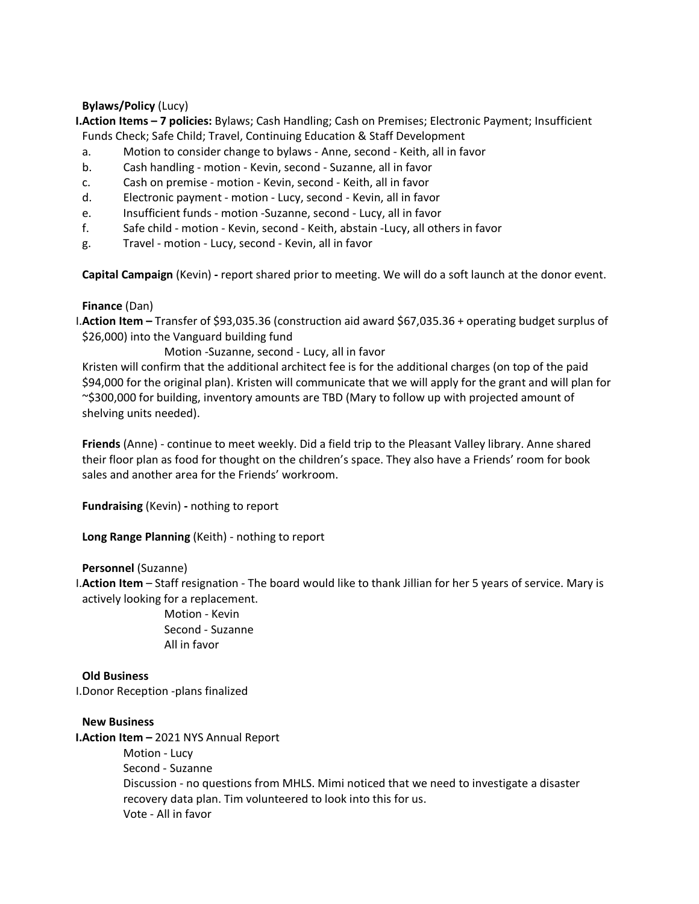**Bylaws/Policy** (Lucy)

I. **Action Items – 7 policies:** Bylaws; Cash Handling; Cash on Premises; Electronic Payment; Insufficient Funds Check; Safe Child; Travel, Continuing Education & Staff Development

a. Motion to consider change to bylaws - Anne, second - Keith, all in favor
b. Cash handling - motion - Kevin, second - Suzanne, all in favor
c. Cash on premise - motion - Kevin, second - Keith, all in favor
d. Electronic payment - motion - Lucy, second - Kevin, all in favor
e. Insufficient funds - motion -Suzanne, second - Lucy, all in favor
f. Safe child - motion - Kevin, second - Keith, abstain -Lucy, all others in favor
g. Travel - motion - Lucy, second - Kevin, all in favor

**Capital Campaign** (Kevin) **-** report shared prior to meeting. We will do a soft launch at the donor event.

**Finance** (Dan)

I. **Action Item –** Transfer of $93,035.36 (construction aid award $67,035.36 + operating budget surplus of $26,000) into the Vanguard building fund

Motion -Suzanne, second - Lucy, all in favor

Kristen will confirm that the additional architect fee is for the additional charges (on top of the paid $94,000 for the original plan). Kristen will communicate that we will apply for the grant and will plan for ~$300,000 for building, inventory amounts are TBD (Mary to follow up with projected amount of shelving units needed).

**Friends** (Anne) - continue to meet weekly. Did a field trip to the Pleasant Valley library. Anne shared their floor plan as food for thought on the children's space. They also have a Friends' room for book sales and another area for the Friends' workroom.

**Fundraising** (Kevin) **-** nothing to report

**Long Range Planning** (Keith) - nothing to report

**Personnel** (Suzanne)

I. **Action Item** – Staff resignation - The board would like to thank Jillian for her 5 years of service. Mary is actively looking for a replacement.

Motion - Kevin
Second - Suzanne
All in favor

**Old Business**

I. Donor Reception -plans finalized

**New Business**

I. **Action Item –** 2021 NYS Annual Report

Motion - Lucy
Second - Suzanne
Discussion - no questions from MHLS. Mimi noticed that we need to investigate a disaster recovery data plan. Tim volunteered to look into this for us.
Vote - All in favor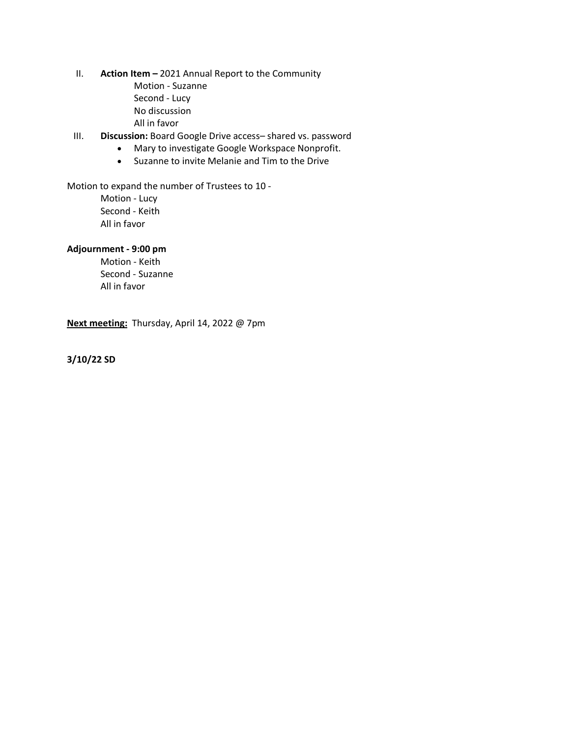II. **Action Item –** 2021 Annual Report to the Community

    Motion - Suzanne
    Second - Lucy
    No discussion
    All in favor

III. **Discussion:** Board Google Drive access– shared vs. password

- Mary to investigate Google Workspace Nonprofit.
- Suzanne to invite Melanie and Tim to the Drive

Motion to expand the number of Trustees to 10 -

Motion - Lucy
Second - Keith
All in favor

**Adjournment - 9:00 pm**

Motion - Keith
Second - Suzanne
All in favor

**Next meeting:** Thursday, April 14, 2022 @ 7pm

**3/10/22 SD**